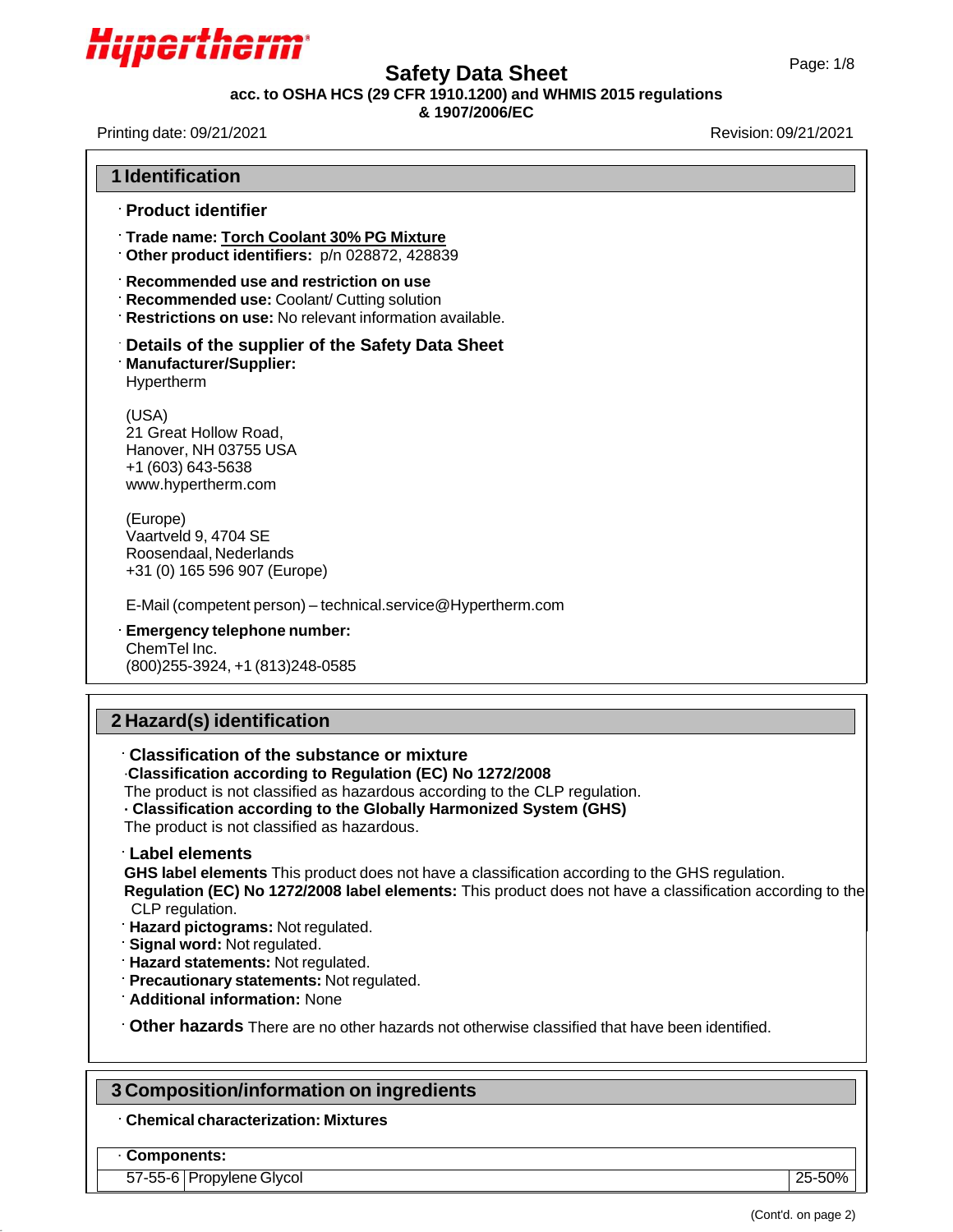Hypertherm

# Safety Data Sheet

**acc. to OSHA HCS (29 CFR 1910.1200) and WHMIS 2015 regulations & 1907/2006/EC**

Printing date: 09/21/2021 Revision: 09/21/2021

## 1 Identification

· **Product identifier**

· **Trade name: Torch Coolant 30% PG Mixture**
· **Other product identifiers:** p/n 028872, 428839

· **Recommended use and restriction on use**
· **Recommended use:** Coolant/ Cutting solution
· **Restrictions on use:** No relevant information available.

· **Details of the supplier of the Safety Data Sheet**
· **Manufacturer/Supplier:**
Hypertherm

(USA)
21 Great Hollow Road,
Hanover, NH 03755 USA
+1 (603) 643-5638
www.hypertherm.com

(Europe)
Vaartveld 9, 4704 SE
Roosendaal, Nederlands
+31 (0) 165 596 907 (Europe)

E-Mail (competent person) – technical.service@Hypertherm.com

· **Emergency telephone number:**
ChemTel Inc.
(800)255-3924, +1 (813)248-0585

## 2 Hazard(s) identification

· **Classification of the substance or mixture**
·**Classification according to Regulation (EC) No 1272/2008**
The product is not classified as hazardous according to the CLP regulation.
· **Classification according to the Globally Harmonized System (GHS)**
The product is not classified as hazardous.

· **Label elements**
**GHS label elements** This product does not have a classification according to the GHS regulation.
**Regulation (EC) No 1272/2008 label elements:** This product does not have a classification according to the CLP regulation.
· **Hazard pictograms:** Not regulated.
· **Signal word:** Not regulated.
· **Hazard statements:** Not regulated.
· **Precautionary statements:** Not regulated.
· **Additional information:** None

· **Other hazards** There are no other hazards not otherwise classified that have been identified.

## 3 Composition/information on ingredients

· **Chemical characterization: Mixtures**

| · **Components:** | | |
|---|---|---|
| 57-55-6 | Propylene Glycol | 25-50% |

(Cont'd. on page 2)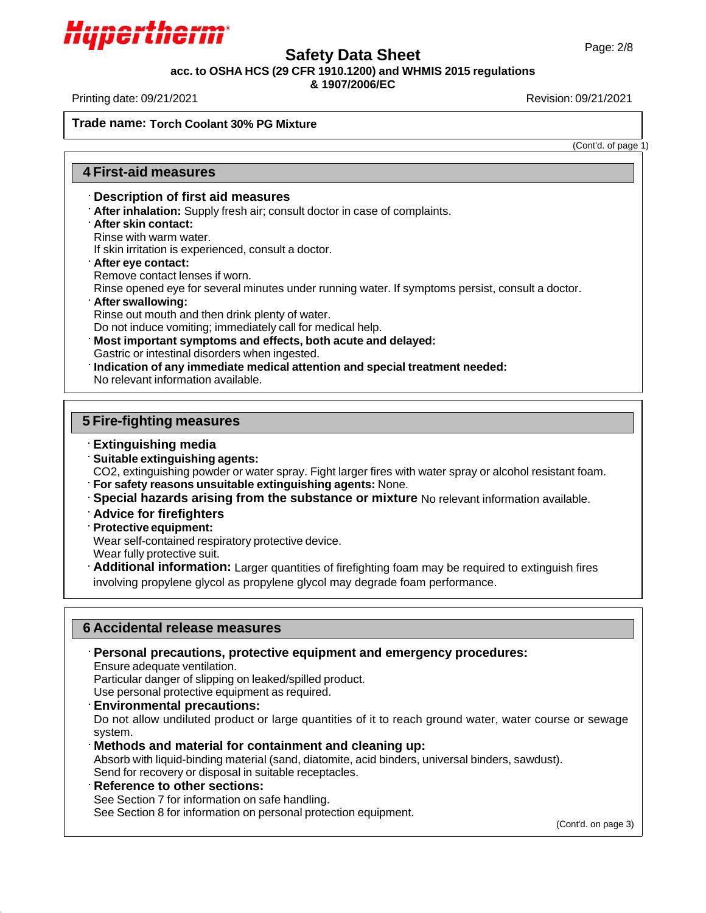**Trade name: Torch Coolant 30% PG Mixture**

(Cont'd. of page 1)

## 4 First-aid measures

- **Description of first aid measures**
- **After inhalation:** Supply fresh air; consult doctor in case of complaints.
- **After skin contact:**
  Rinse with warm water.
  If skin irritation is experienced, consult a doctor.
- **After eye contact:**
  Remove contact lenses if worn.
  Rinse opened eye for several minutes under running water. If symptoms persist, consult a doctor.
- **After swallowing:**
  Rinse out mouth and then drink plenty of water.
  Do not induce vomiting; immediately call for medical help.
- **Most important symptoms and effects, both acute and delayed:**
  Gastric or intestinal disorders when ingested.
- **Indication of any immediate medical attention and special treatment needed:**
  No relevant information available.

## 5 Fire-fighting measures

- **Extinguishing media**
- **Suitable extinguishing agents:**
  $CO_2$, extinguishing powder or water spray. Fight larger fires with water spray or alcohol resistant foam.
- **For safety reasons unsuitable extinguishing agents:** None.
- **Special hazards arising from the substance or mixture** No relevant information available.
- **Advice for firefighters**
- **Protective equipment:**
  Wear self-contained respiratory protective device.
  Wear fully protective suit.
- **Additional information:** Larger quantities of firefighting foam may be required to extinguish fires involving propylene glycol as propylene glycol may degrade foam performance.

## 6 Accidental release measures

- **Personal precautions, protective equipment and emergency procedures:**
  Ensure adequate ventilation.
  Particular danger of slipping on leaked/spilled product.
  Use personal protective equipment as required.
- **Environmental precautions:**
  Do not allow undiluted product or large quantities of it to reach ground water, water course or sewage system.
- **Methods and material for containment and cleaning up:**
  Absorb with liquid-binding material (sand, diatomite, acid binders, universal binders, sawdust).
  Send for recovery or disposal in suitable receptacles.
- **Reference to other sections:**
  See Section 7 for information on safe handling.
  See Section 8 for information on personal protection equipment.

(Cont'd. on page 3)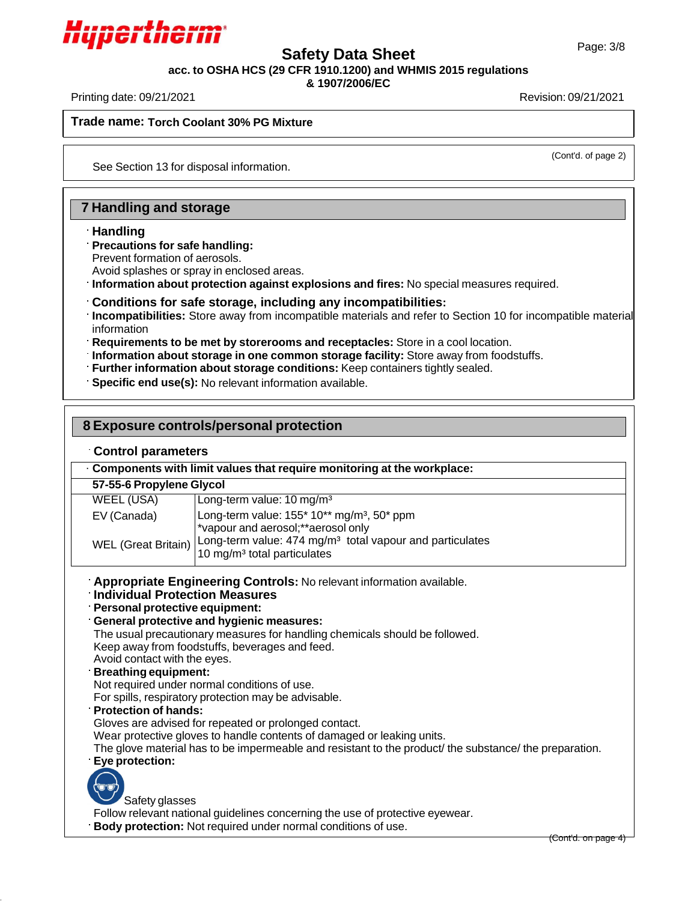**Trade name: Torch Coolant 30% PG Mixture**

(Cont'd. of page 2)

See Section 13 for disposal information.

## 7 Handling and storage

· **Handling**
· **Precautions for safe handling:**
Prevent formation of aerosols.
Avoid splashes or spray in enclosed areas.
· **Information about protection against explosions and fires:** No special measures required.

· **Conditions for safe storage, including any incompatibilities:**
· **Incompatibilities:** Store away from incompatible materials and refer to Section 10 for incompatible material information
· **Requirements to be met by storerooms and receptacles:** Store in a cool location.
· **Information about storage in one common storage facility:** Store away from foodstuffs.
· **Further information about storage conditions:** Keep containers tightly sealed.
· **Specific end use(s):** No relevant information available.

## 8 Exposure controls/personal protection

· **Control parameters**

| · Components with limit values that require monitoring at the workplace: | |
|---|---|
| **57-55-6 Propylene Glycol** | |
| WEEL (USA) | Long-term value: 10 mg/m³ |
| EV (Canada) | Long-term value: 155* 10** mg/m³, 50* ppm<br>*vapour and aerosol;**aerosol only |
| WEL (Great Britain) | Long-term value: 474 mg/m³ total vapour and particulates<br>10 mg/m³ total particulates |

· **Appropriate Engineering Controls:** No relevant information available.
· **Individual Protection Measures**
· **Personal protective equipment:**
· **General protective and hygienic measures:**
The usual precautionary measures for handling chemicals should be followed.
Keep away from foodstuffs, beverages and feed.
Avoid contact with the eyes.
· **Breathing equipment:**
Not required under normal conditions of use.
For spills, respiratory protection may be advisable.
· **Protection of hands:**
Gloves are advised for repeated or prolonged contact.
Wear protective gloves to handle contents of damaged or leaking units.
The glove material has to be impermeable and resistant to the product/ the substance/ the preparation.
· **Eye protection:**

Safety glasses

Follow relevant national guidelines concerning the use of protective eyewear.
· **Body protection:** Not required under normal conditions of use.

(Cont'd. on page 4)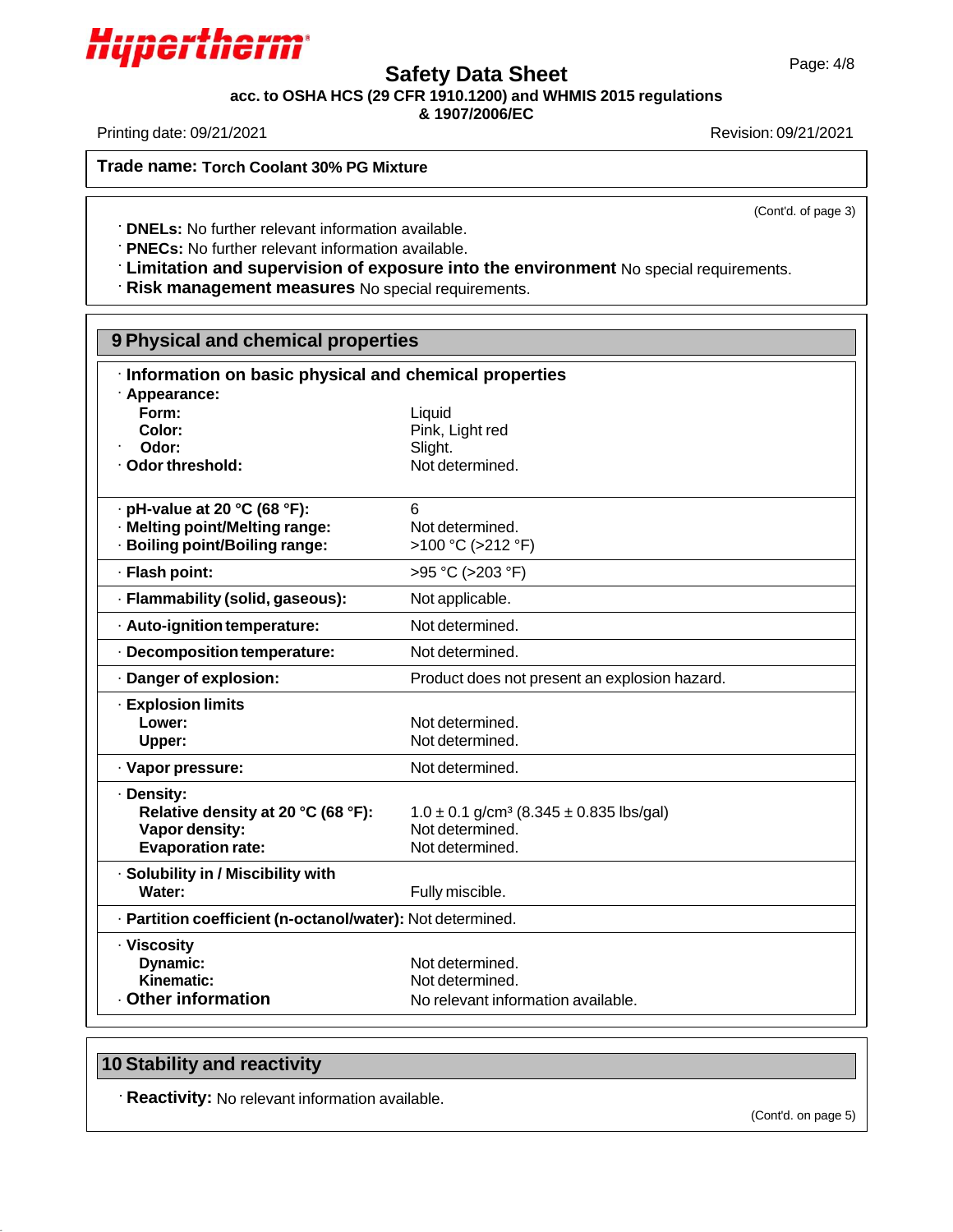**Trade name: Torch Coolant 30% PG Mixture**

(Cont'd. of page 3)

· **DNELs:** No further relevant information available.
· **PNECs:** No further relevant information available.
· **Limitation and supervision of exposure into the environment** No special requirements.
· **Risk management measures** No special requirements.

## 9 Physical and chemical properties

· **Information on basic physical and chemical properties**

| | |
|---|---|
| · **Appearance:** | |
| **Form:** | Liquid |
| **Color:** | Pink, Light red |
| · **Odor:** | Slight. |
| · **Odor threshold:** | Not determined. |
| · **pH-value at 20 °C (68 °F):** | 6 |
| · **Melting point/Melting range:** | Not determined. |
| · **Boiling point/Boiling range:** | >100 °C (>212 °F) |
| · **Flash point:** | >95 °C (>203 °F) |
| · **Flammability (solid, gaseous):** | Not applicable. |
| · **Auto-ignition temperature:** | Not determined. |
| · **Decomposition temperature:** | Not determined. |
| · **Danger of explosion:** | Product does not present an explosion hazard. |
| · **Explosion limits** | |
| **Lower:** | Not determined. |
| **Upper:** | Not determined. |
| · **Vapor pressure:** | Not determined. |
| · **Density:** | |
| **Relative density at 20 °C (68 °F):** | 1.0 ± 0.1 g/cm³ (8.345 ± 0.835 lbs/gal) |
| **Vapor density:** | Not determined. |
| **Evaporation rate:** | Not determined. |
| · **Solubility in / Miscibility with** | |
| **Water:** | Fully miscible. |
| · **Partition coefficient (n-octanol/water):** | Not determined. |
| · **Viscosity** | |
| **Dynamic:** | Not determined. |
| **Kinematic:** | Not determined. |
| · **Other information** | No relevant information available. |

## 10 Stability and reactivity

· **Reactivity:** No relevant information available.

(Cont'd. on page 5)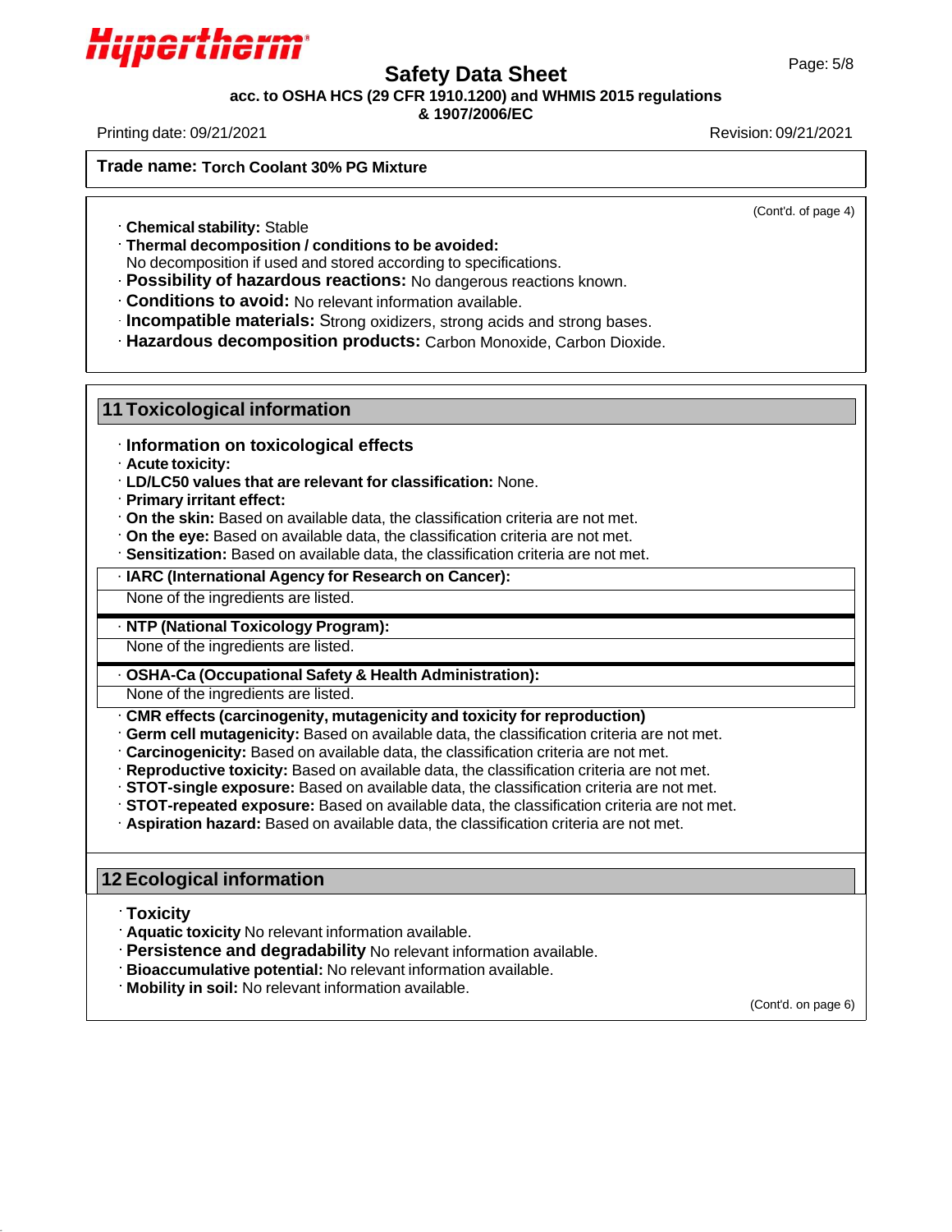**Trade name: Torch Coolant 30% PG Mixture**

(Cont'd. of page 4)

· **Chemical stability:** Stable
· **Thermal decomposition / conditions to be avoided:**
No decomposition if used and stored according to specifications.
· **Possibility of hazardous reactions:** No dangerous reactions known.
· **Conditions to avoid:** No relevant information available.
· **Incompatible materials:** Strong oxidizers, strong acids and strong bases.
· **Hazardous decomposition products:** Carbon Monoxide, Carbon Dioxide.

## 11 Toxicological information

· **Information on toxicological effects**
· **Acute toxicity:**
· **LD/LC50 values that are relevant for classification:** None.
· **Primary irritant effect:**
· **On the skin:** Based on available data, the classification criteria are not met.
· **On the eye:** Based on available data, the classification criteria are not met.
· **Sensitization:** Based on available data, the classification criteria are not met.

· **IARC (International Agency for Research on Cancer):**
None of the ingredients are listed.

· **NTP (National Toxicology Program):**
None of the ingredients are listed.

· **OSHA-Ca (Occupational Safety & Health Administration):**
None of the ingredients are listed.

· **CMR effects (carcinogenity, mutagenicity and toxicity for reproduction)**
· **Germ cell mutagenicity:** Based on available data, the classification criteria are not met.
· **Carcinogenicity:** Based on available data, the classification criteria are not met.
· **Reproductive toxicity:** Based on available data, the classification criteria are not met.
· **STOT-single exposure:** Based on available data, the classification criteria are not met.
· **STOT-repeated exposure:** Based on available data, the classification criteria are not met.
· **Aspiration hazard:** Based on available data, the classification criteria are not met.

## 12 Ecological information

· **Toxicity**
· **Aquatic toxicity** No relevant information available.
· **Persistence and degradability** No relevant information available.
· **Bioaccumulative potential:** No relevant information available.
· **Mobility in soil:** No relevant information available.

(Cont'd. on page 6)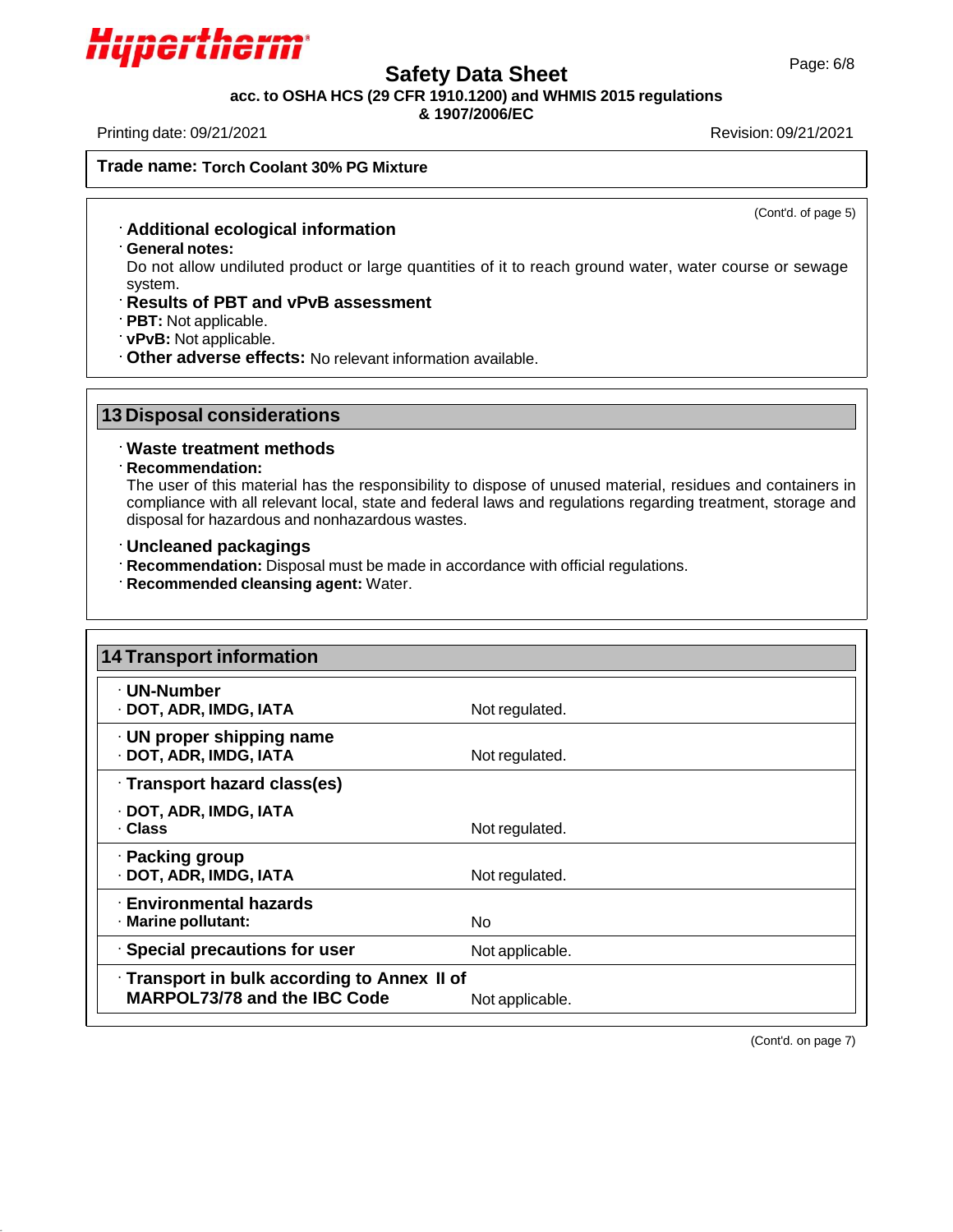**Trade name: Torch Coolant 30% PG Mixture**

(Cont'd. of page 5)

· **Additional ecological information**

· **General notes:**

Do not allow undiluted product or large quantities of it to reach ground water, water course or sewage system.

· **Results of PBT and vPvB assessment**

· **PBT:** Not applicable.

· **vPvB:** Not applicable.

· **Other adverse effects:** No relevant information available.

## 13 Disposal considerations

· **Waste treatment methods**

· **Recommendation:**

The user of this material has the responsibility to dispose of unused material, residues and containers in compliance with all relevant local, state and federal laws and regulations regarding treatment, storage and disposal for hazardous and nonhazardous wastes.

· **Uncleaned packagings**

· **Recommendation:** Disposal must be made in accordance with official regulations.

· **Recommended cleansing agent:** Water.

## 14 Transport information

| | |
|---|---|
| · **UN-Number** | |
| · **DOT, ADR, IMDG, IATA** | Not regulated. |
| · **UN proper shipping name** | |
| · **DOT, ADR, IMDG, IATA** | Not regulated. |
| · **Transport hazard class(es)** | |
| · **DOT, ADR, IMDG, IATA** | |
| · **Class** | Not regulated. |
| · **Packing group** | |
| · **DOT, ADR, IMDG, IATA** | Not regulated. |
| · **Environmental hazards** | |
| · **Marine pollutant:** | No |
| · **Special precautions for user** | Not applicable. |
| · **Transport in bulk according to Annex II of MARPOL73/78 and the IBC Code** | Not applicable. |

(Cont'd. on page 7)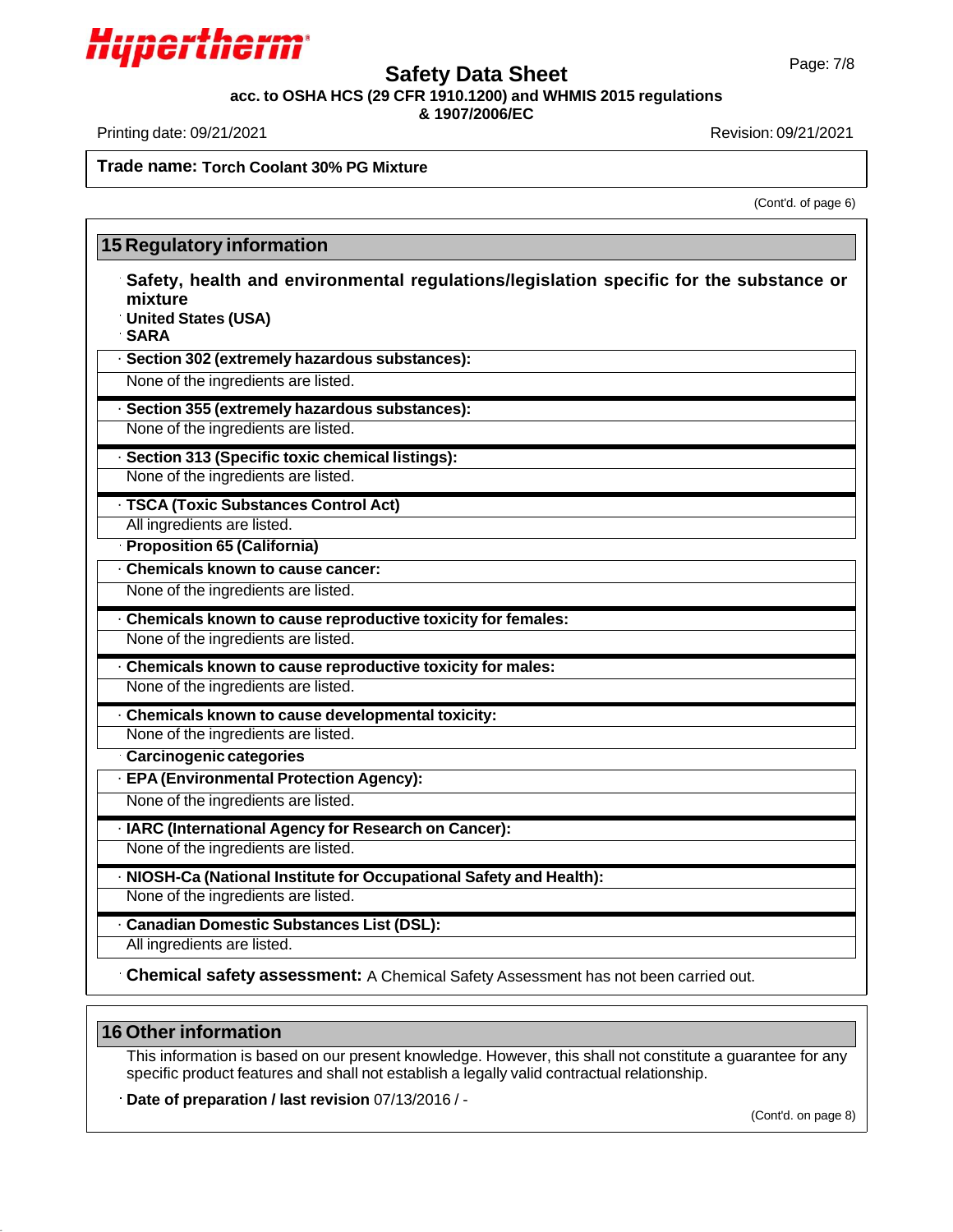**Trade name: Torch Coolant 30% PG Mixture**

(Cont'd. of page 6)

## 15 Regulatory information

· **Safety, health and environmental regulations/legislation specific for the substance or mixture**

· **United States (USA)**

· **SARA**

· **Section 302 (extremely hazardous substances):**

None of the ingredients are listed.

· **Section 355 (extremely hazardous substances):**

None of the ingredients are listed.

· **Section 313 (Specific toxic chemical listings):**

None of the ingredients are listed.

· **TSCA (Toxic Substances Control Act)**

All ingredients are listed.

· **Proposition 65 (California)**

· **Chemicals known to cause cancer:**

None of the ingredients are listed.

· **Chemicals known to cause reproductive toxicity for females:**

None of the ingredients are listed.

· **Chemicals known to cause reproductive toxicity for males:**

None of the ingredients are listed.

· **Chemicals known to cause developmental toxicity:**

None of the ingredients are listed.

· **Carcinogenic categories**

· **EPA (Environmental Protection Agency):**

None of the ingredients are listed.

· **IARC (International Agency for Research on Cancer):**

None of the ingredients are listed.

· **NIOSH-Ca (National Institute for Occupational Safety and Health):**

None of the ingredients are listed.

· **Canadian Domestic Substances List (DSL):**

All ingredients are listed.

· **Chemical safety assessment:** A Chemical Safety Assessment has not been carried out.

## 16 Other information

This information is based on our present knowledge. However, this shall not constitute a guarantee for any specific product features and shall not establish a legally valid contractual relationship.

· **Date of preparation / last revision** 07/13/2016 / -

(Cont'd. on page 8)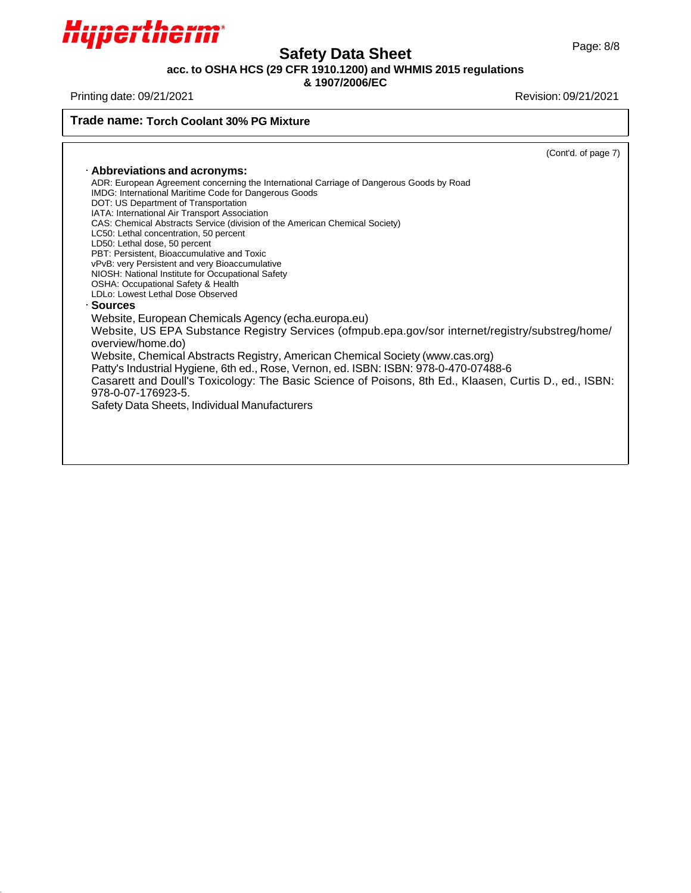**Trade name: Torch Coolant 30% PG Mixture**

(Cont'd. of page 7)

· **Abbreviations and acronyms:**

ADR: European Agreement concerning the International Carriage of Dangerous Goods by Road
IMDG: International Maritime Code for Dangerous Goods
DOT: US Department of Transportation
IATA: International Air Transport Association
CAS: Chemical Abstracts Service (division of the American Chemical Society)
LC50: Lethal concentration, 50 percent
LD50: Lethal dose, 50 percent
PBT: Persistent, Bioaccumulative and Toxic
vPvB: very Persistent and very Bioaccumulative
NIOSH: National Institute for Occupational Safety
OSHA: Occupational Safety & Health
LDLo: Lowest Lethal Dose Observed

· **Sources**

Website, European Chemicals Agency (echa.europa.eu)
Website, US EPA Substance Registry Services (ofmpub.epa.gov/sor internet/registry/substreg/home/overview/home.do)
Website, Chemical Abstracts Registry, American Chemical Society (www.cas.org)
Patty's Industrial Hygiene, 6th ed., Rose, Vernon, ed. ISBN: ISBN: 978-0-470-07488-6
Casarett and Doull's Toxicology: The Basic Science of Poisons, 8th Ed., Klaasen, Curtis D., ed., ISBN: 978-0-07-176923-5.
Safety Data Sheets, Individual Manufacturers